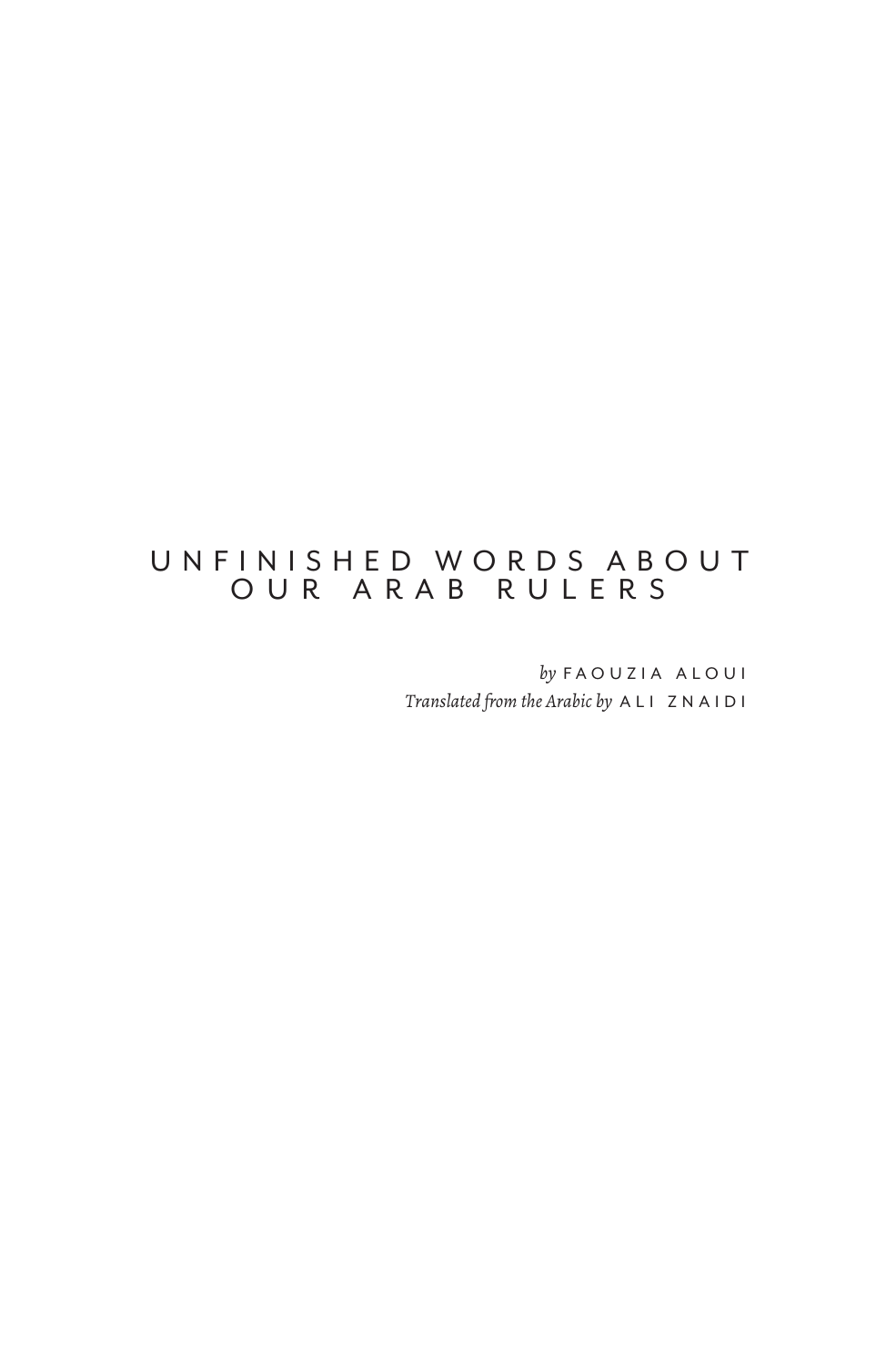# UNFINISHED WORDS ABOUT OUR ARAB RULERS

*by* FAOUZIA ALOUI

*Translated from the Arabic by* ALI ZNAIDI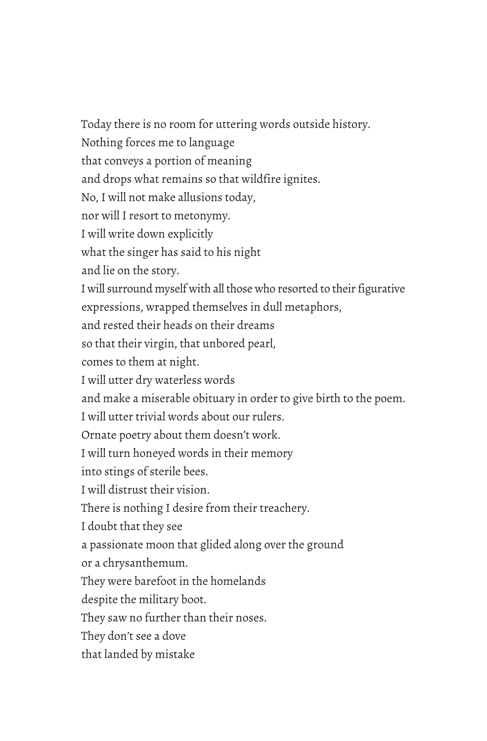Today there is no room for uttering words outside history.  
Nothing forces me to language  
that conveys a portion of meaning  
and drops what remains so that wildfire ignites.  
No, I will not make allusions today,  
nor will I resort to metonymy.  
I will write down explicitly  
what the singer has said to his night  
and lie on the story.  
I will surround myself with all those who resorted to their figurative expressions, wrapped themselves in dull metaphors,  
and rested their heads on their dreams  
so that their virgin, that unbored pearl,  
comes to them at night.  
I will utter dry waterless words  
and make a miserable obituary in order to give birth to the poem.  
I will utter trivial words about our rulers.  
Ornate poetry about them doesn't work.  
I will turn honeyed words in their memory  
into stings of sterile bees.  
I will distrust their vision.  
There is nothing I desire from their treachery.  
I doubt that they see  
a passionate moon that glided along over the ground  
or a chrysanthemum.  
They were barefoot in the homelands  
despite the military boot.  
They saw no further than their noses.  
They don't see a dove  
that landed by mistake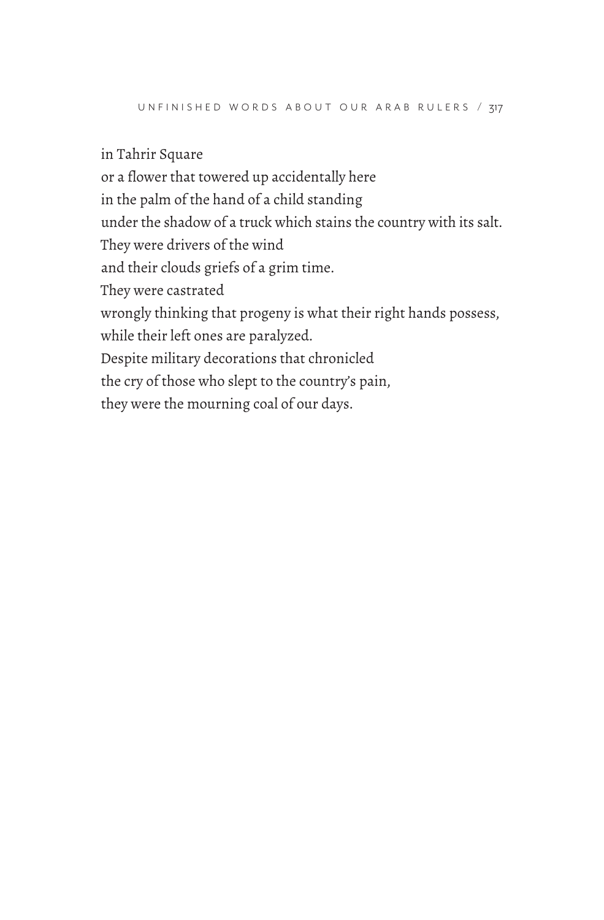in Tahrir Square
or a flower that towered up accidentally here
in the palm of the hand of a child standing
under the shadow of a truck which stains the country with its salt.
They were drivers of the wind
and their clouds griefs of a grim time.
They were castrated
wrongly thinking that progeny is what their right hands possess,
while their left ones are paralyzed.
Despite military decorations that chronicled
the cry of those who slept to the country's pain,
they were the mourning coal of our days.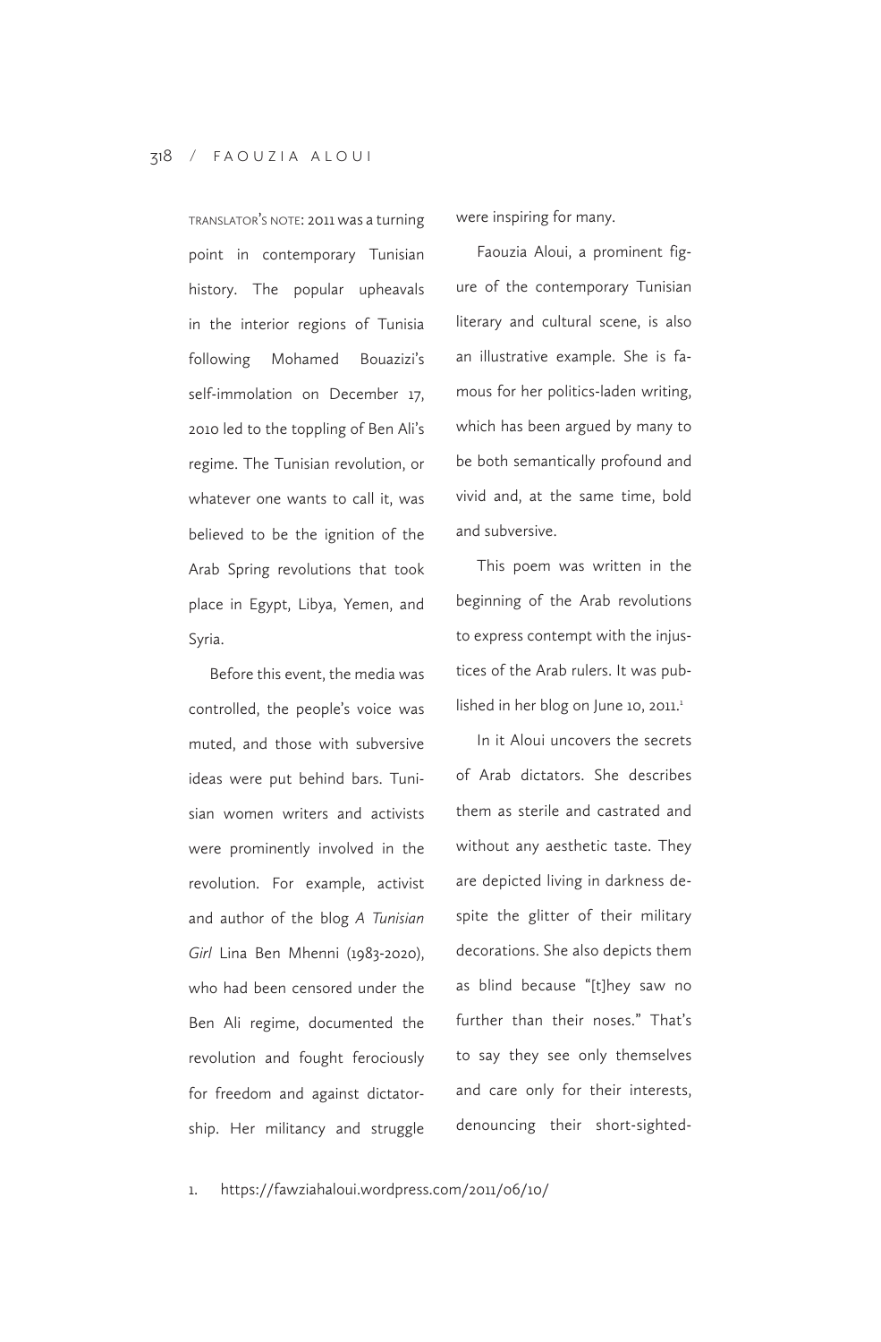TRANSLATOR'S NOTE: 2011 was a turning point in contemporary Tunisian history. The popular upheavals in the interior regions of Tunisia following Mohamed Bouazizi's self-immolation on December 17, 2010 led to the toppling of Ben Ali's regime. The Tunisian revolution, or whatever one wants to call it, was believed to be the ignition of the Arab Spring revolutions that took place in Egypt, Libya, Yemen, and Syria.

Before this event, the media was controlled, the people's voice was muted, and those with subversive ideas were put behind bars. Tunisian women writers and activists were prominently involved in the revolution. For example, activist and author of the blog *A Tunisian Girl* Lina Ben Mhenni (1983-2020), who had been censored under the Ben Ali regime, documented the revolution and fought ferociously for freedom and against dictatorship. Her militancy and struggle were inspiring for many.

Faouzia Aloui, a prominent figure of the contemporary Tunisian literary and cultural scene, is also an illustrative example. She is famous for her politics-laden writing, which has been argued by many to be both semantically profound and vivid and, at the same time, bold and subversive.

This poem was written in the beginning of the Arab revolutions to express contempt with the injustices of the Arab rulers. It was published in her blog on June 10, 2011.[1]

In it Aloui uncovers the secrets of Arab dictators. She describes them as sterile and castrated and without any aesthetic taste. They are depicted living in darkness despite the glitter of their military decorations. She also depicts them as blind because "[t]hey saw no further than their noses." That's to say they see only themselves and care only for their interests, denouncing their short-sighted-

1. https://fawziahaloui.wordpress.com/2011/06/10/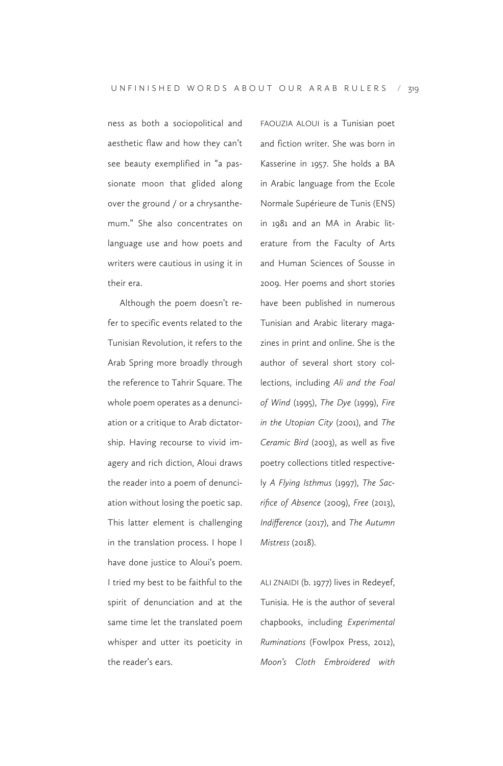ness as both a sociopolitical and aesthetic flaw and how they can't see beauty exemplified in "a passionate moon that glided along over the ground / or a chrysanthemum." She also concentrates on language use and how poets and writers were cautious in using it in their era.

Although the poem doesn't refer to specific events related to the Tunisian Revolution, it refers to the Arab Spring more broadly through the reference to Tahrir Square. The whole poem operates as a denunciation or a critique to Arab dictatorship. Having recourse to vivid imagery and rich diction, Aloui draws the reader into a poem of denunciation without losing the poetic sap. This latter element is challenging in the translation process. I hope I have done justice to Aloui's poem. I tried my best to be faithful to the spirit of denunciation and at the same time let the translated poem whisper and utter its poeticity in the reader's ears.

FAOUZIA ALOUI is a Tunisian poet and fiction writer. She was born in Kasserine in 1957. She holds a BA in Arabic language from the Ecole Normale Supérieure de Tunis (ENS) in 1981 and an MA in Arabic literature from the Faculty of Arts and Human Sciences of Sousse in 2009. Her poems and short stories have been published in numerous Tunisian and Arabic literary magazines in print and online. She is the author of several short story collections, including *Ali and the Foal of Wind* (1995), *The Dye* (1999), *Fire in the Utopian City* (2001), and *The Ceramic Bird* (2003), as well as five poetry collections titled respectively *A Flying Isthmus* (1997), *The Sacrifice of Absence* (2009), *Free* (2013), *Indifference* (2017), and *The Autumn Mistress* (2018).

ALI ZNAIDI (b. 1977) lives in Redeyef, Tunisia. He is the author of several chapbooks, including *Experimental Ruminations* (Fowlpox Press, 2012), *Moon's Cloth Embroidered with*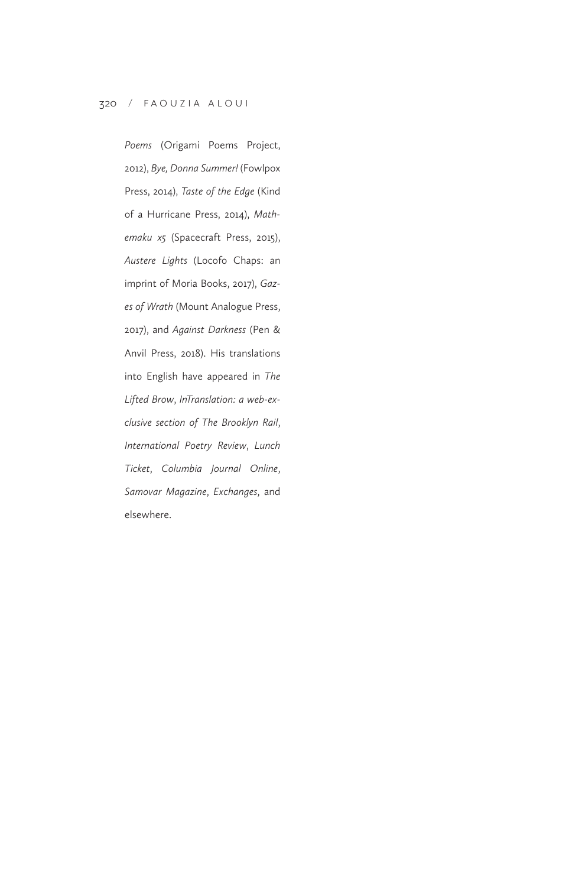*Poems* (Origami Poems Project, 2012), *Bye, Donna Summer!* (Fowlpox Press, 2014), *Taste of the Edge* (Kind of a Hurricane Press, 2014), *Mathemaku x5* (Spacecraft Press, 2015), *Austere Lights* (Locofo Chaps: an imprint of Moria Books, 2017), *Gazes of Wrath* (Mount Analogue Press, 2017), and *Against Darkness* (Pen & Anvil Press, 2018). His translations into English have appeared in *The Lifted Brow*, *InTranslation: a web-exclusive section of The Brooklyn Rail*, *International Poetry Review*, *Lunch Ticket*, *Columbia Journal Online*, *Samovar Magazine*, *Exchanges*, and elsewhere.